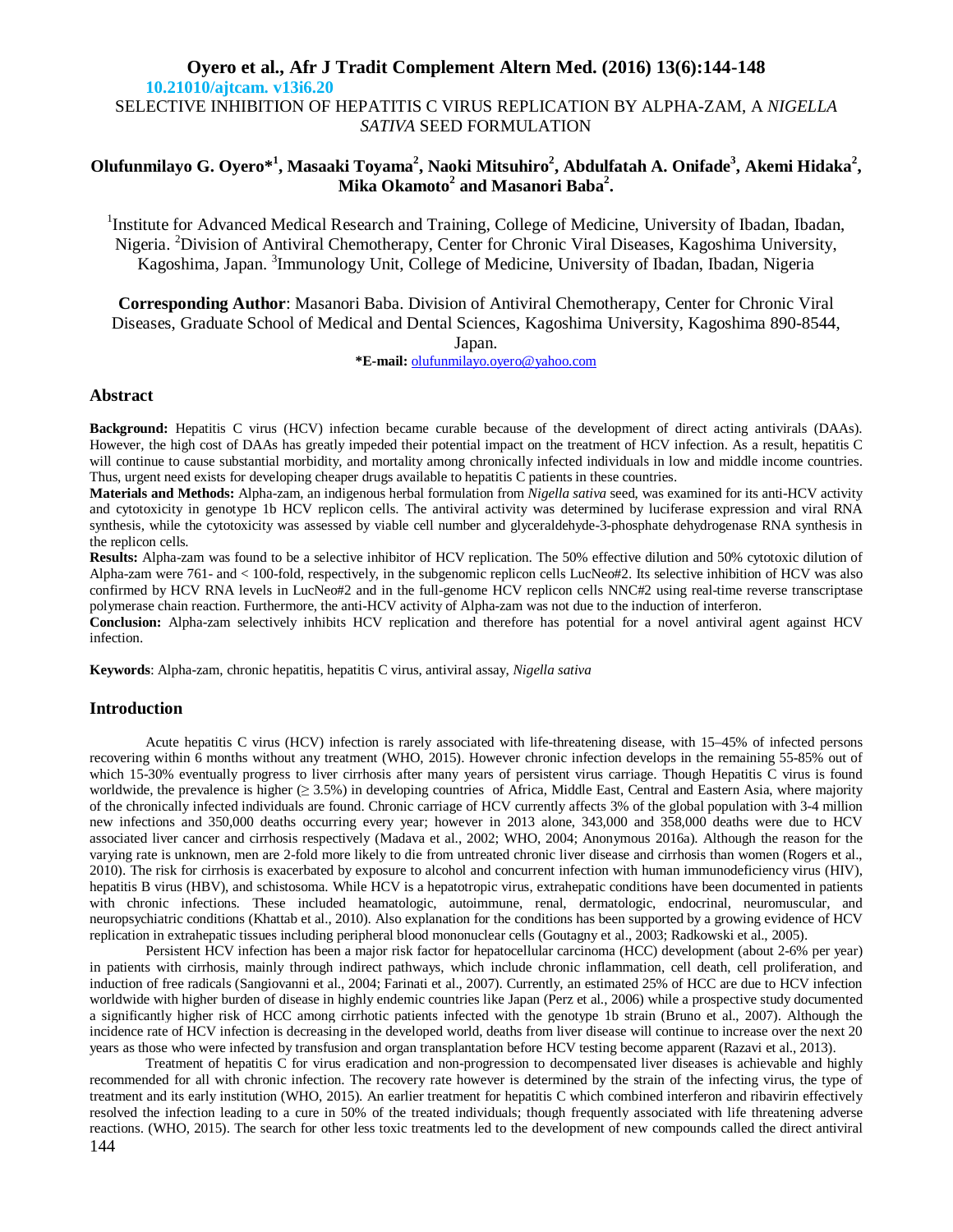10.21010/ajtcam. v13i6.20

# SELECTIVE INHIBITION OF HEPATITIS C VIRUS REPLICATION BY ALPHA-ZAM, A *NIGELLA SATIVA* SEED FORMULATION

**Olufunmilayo G. Oyero\*[1], Masaaki Toyama[2], Naoki Mitsuhiro[2], Abdulfatah A. Onifade[3], Akemi Hidaka[2], Mika Okamoto[2] and Masanori Baba[2].**

[1]Institute for Advanced Medical Research and Training, College of Medicine, University of Ibadan, Ibadan, Nigeria. [2]Division of Antiviral Chemotherapy, Center for Chronic Viral Diseases, Kagoshima University, Kagoshima, Japan. [3]Immunology Unit, College of Medicine, University of Ibadan, Ibadan, Nigeria

**Corresponding Author**: Masanori Baba. Division of Antiviral Chemotherapy, Center for Chronic Viral Diseases, Graduate School of Medical and Dental Sciences, Kagoshima University, Kagoshima 890-8544, Japan.

**\*E-mail:** olufunmilayo.oyero@yahoo.com

## Abstract

**Background:** Hepatitis C virus (HCV) infection became curable because of the development of direct acting antivirals (DAAs). However, the high cost of DAAs has greatly impeded their potential impact on the treatment of HCV infection. As a result, hepatitis C will continue to cause substantial morbidity, and mortality among chronically infected individuals in low and middle income countries. Thus, urgent need exists for developing cheaper drugs available to hepatitis C patients in these countries.

**Materials and Methods:** Alpha-zam, an indigenous herbal formulation from *Nigella sativa* seed, was examined for its anti-HCV activity and cytotoxicity in genotype 1b HCV replicon cells. The antiviral activity was determined by luciferase expression and viral RNA synthesis, while the cytotoxicity was assessed by viable cell number and glyceraldehyde-3-phosphate dehydrogenase RNA synthesis in the replicon cells.

**Results:** Alpha-zam was found to be a selective inhibitor of HCV replication. The 50% effective dilution and 50% cytotoxic dilution of Alpha-zam were 761- and < 100-fold, respectively, in the subgenomic replicon cells LucNeo#2. Its selective inhibition of HCV was also confirmed by HCV RNA levels in LucNeo#2 and in the full-genome HCV replicon cells NNC#2 using real-time reverse transcriptase polymerase chain reaction. Furthermore, the anti-HCV activity of Alpha-zam was not due to the induction of interferon.

**Conclusion:** Alpha-zam selectively inhibits HCV replication and therefore has potential for a novel antiviral agent against HCV infection.

**Keywords**: Alpha-zam, chronic hepatitis, hepatitis C virus, antiviral assay, *Nigella sativa*

## Introduction

Acute hepatitis C virus (HCV) infection is rarely associated with life-threatening disease, with 15–45% of infected persons recovering within 6 months without any treatment (WHO, 2015). However chronic infection develops in the remaining 55-85% out of which 15-30% eventually progress to liver cirrhosis after many years of persistent virus carriage. Though Hepatitis C virus is found worldwide, the prevalence is higher (≥ 3.5%) in developing countries of Africa, Middle East, Central and Eastern Asia, where majority of the chronically infected individuals are found. Chronic carriage of HCV currently affects 3% of the global population with 3-4 million new infections and 350,000 deaths occurring every year; however in 2013 alone, 343,000 and 358,000 deaths were due to HCV associated liver cancer and cirrhosis respectively (Madava et al., 2002; WHO, 2004; Anonymous 2016a). Although the reason for the varying rate is unknown, men are 2-fold more likely to die from untreated chronic liver disease and cirrhosis than women (Rogers et al., 2010). The risk for cirrhosis is exacerbated by exposure to alcohol and concurrent infection with human immunodeficiency virus (HIV), hepatitis B virus (HBV), and schistosoma. While HCV is a hepatotropic virus, extrahepatic conditions have been documented in patients with chronic infections. These included heamatologic, autoimmune, renal, dermatologic, endocrinal, neuromuscular, and neuropsychiatric conditions (Khattab et al., 2010). Also explanation for the conditions has been supported by a growing evidence of HCV replication in extrahepatic tissues including peripheral blood mononuclear cells (Goutagny et al., 2003; Radkowski et al., 2005).

Persistent HCV infection has been a major risk factor for hepatocellular carcinoma (HCC) development (about 2-6% per year) in patients with cirrhosis, mainly through indirect pathways, which include chronic inflammation, cell death, cell proliferation, and induction of free radicals (Sangiovanni et al., 2004; Farinati et al., 2007). Currently, an estimated 25% of HCC are due to HCV infection worldwide with higher burden of disease in highly endemic countries like Japan (Perz et al., 2006) while a prospective study documented a significantly higher risk of HCC among cirrhotic patients infected with the genotype 1b strain (Bruno et al., 2007). Although the incidence rate of HCV infection is decreasing in the developed world, deaths from liver disease will continue to increase over the next 20 years as those who were infected by transfusion and organ transplantation before HCV testing become apparent (Razavi et al., 2013).

Treatment of hepatitis C for virus eradication and non-progression to decompensated liver diseases is achievable and highly recommended for all with chronic infection. The recovery rate however is determined by the strain of the infecting virus, the type of treatment and its early institution (WHO, 2015). An earlier treatment for hepatitis C which combined interferon and ribavirin effectively resolved the infection leading to a cure in 50% of the treated individuals; though frequently associated with life threatening adverse reactions. (WHO, 2015). The search for other less toxic treatments led to the development of new compounds called the direct antiviral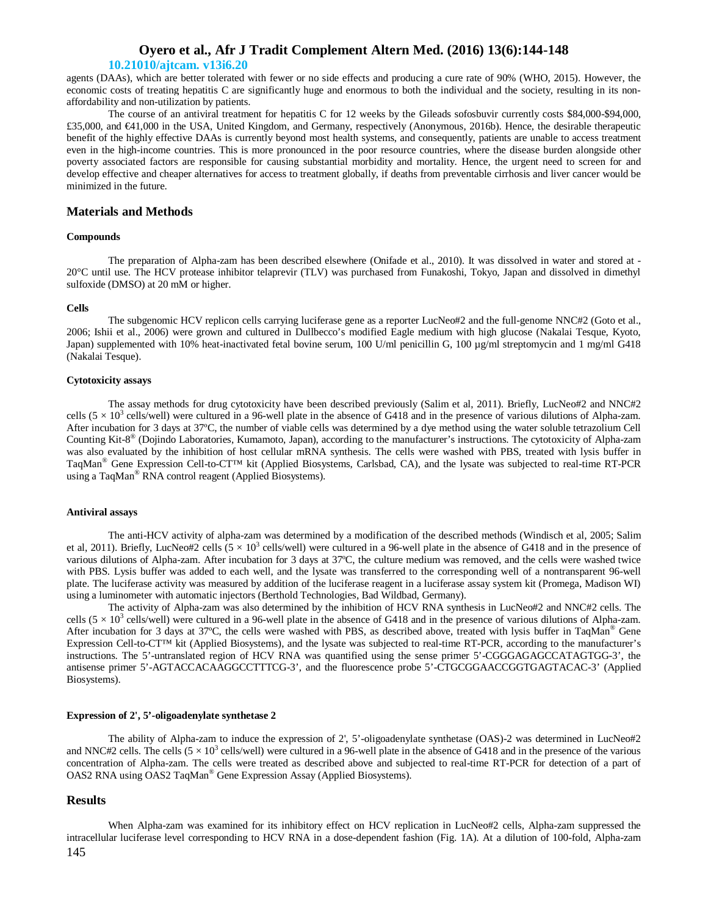agents (DAAs), which are better tolerated with fewer or no side effects and producing a cure rate of 90% (WHO, 2015). However, the economic costs of treating hepatitis C are significantly huge and enormous to both the individual and the society, resulting in its non-affordability and non-utilization by patients.

The course of an antiviral treatment for hepatitis C for 12 weeks by the Gileads sofosbuvir currently costs \$84,000-\$94,000, £35,000, and €41,000 in the USA, United Kingdom, and Germany, respectively (Anonymous, 2016b). Hence, the desirable therapeutic benefit of the highly effective DAAs is currently beyond most health systems, and consequently, patients are unable to access treatment even in the high-income countries. This is more pronounced in the poor resource countries, where the disease burden alongside other poverty associated factors are responsible for causing substantial morbidity and mortality. Hence, the urgent need to screen for and develop effective and cheaper alternatives for access to treatment globally, if deaths from preventable cirrhosis and liver cancer would be minimized in the future.

## Materials and Methods

### Compounds

The preparation of Alpha-zam has been described elsewhere (Onifade et al., 2010). It was dissolved in water and stored at -20°C until use. The HCV protease inhibitor telaprevir (TLV) was purchased from Funakoshi, Tokyo, Japan and dissolved in dimethyl sulfoxide (DMSO) at 20 mM or higher.

### Cells

The subgenomic HCV replicon cells carrying luciferase gene as a reporter LucNeo#2 and the full-genome NNC#2 (Goto et al., 2006; Ishii et al., 2006) were grown and cultured in Dullbecco's modified Eagle medium with high glucose (Nakalai Tesque, Kyoto, Japan) supplemented with 10% heat-inactivated fetal bovine serum, 100 U/ml penicillin G, 100 µg/ml streptomycin and 1 mg/ml G418 (Nakalai Tesque).

### Cytotoxicity assays

The assay methods for drug cytotoxicity have been described previously (Salim et al, 2011). Briefly, LucNeo#2 and NNC#2 cells ($5 \times 10^3$ cells/well) were cultured in a 96-well plate in the absence of G418 and in the presence of various dilutions of Alpha-zam. After incubation for 3 days at 37ºC, the number of viable cells was determined by a dye method using the water soluble tetrazolium Cell Counting Kit-8® (Dojindo Laboratories, Kumamoto, Japan), according to the manufacturer's instructions. The cytotoxicity of Alpha-zam was also evaluated by the inhibition of host cellular mRNA synthesis. The cells were washed with PBS, treated with lysis buffer in TaqMan® Gene Expression Cell-to-CT™ kit (Applied Biosystems, Carlsbad, CA), and the lysate was subjected to real-time RT-PCR using a TaqMan® RNA control reagent (Applied Biosystems).

### Antiviral assays

The anti-HCV activity of alpha-zam was determined by a modification of the described methods (Windisch et al, 2005; Salim et al, 2011). Briefly, LucNeo#2 cells ($5 \times 10^3$ cells/well) were cultured in a 96-well plate in the absence of G418 and in the presence of various dilutions of Alpha-zam. After incubation for 3 days at 37ºC, the culture medium was removed, and the cells were washed twice with PBS. Lysis buffer was added to each well, and the lysate was transferred to the corresponding well of a nontransparent 96-well plate. The luciferase activity was measured by addition of the luciferase reagent in a luciferase assay system kit (Promega, Madison WI) using a luminometer with automatic injectors (Berthold Technologies, Bad Wildbad, Germany).

The activity of Alpha-zam was also determined by the inhibition of HCV RNA synthesis in LucNeo#2 and NNC#2 cells. The cells ($5 \times 10^3$ cells/well) were cultured in a 96-well plate in the absence of G418 and in the presence of various dilutions of Alpha-zam. After incubation for 3 days at 37ºC, the cells were washed with PBS, as described above, treated with lysis buffer in TaqMan® Gene Expression Cell-to-CT™ kit (Applied Biosystems), and the lysate was subjected to real-time RT-PCR, according to the manufacturer's instructions. The 5'-untranslated region of HCV RNA was quantified using the sense primer 5'-CGGGAGAGCCATAGTGG-3', the antisense primer 5'-AGTACCACAAGGCCTTTCG-3', and the fluorescence probe 5'-CTGCGGAACCGGTGAGTACAC-3' (Applied Biosystems).

### Expression of 2', 5'-oligoadenylate synthetase 2

The ability of Alpha-zam to induce the expression of 2', 5'-oligoadenylate synthetase (OAS)-2 was determined in LucNeo#2 and NNC#2 cells. The cells ($5 \times 10^3$ cells/well) were cultured in a 96-well plate in the absence of G418 and in the presence of the various concentration of Alpha-zam. The cells were treated as described above and subjected to real-time RT-PCR for detection of a part of OAS2 RNA using OAS2 TaqMan® Gene Expression Assay (Applied Biosystems).

## Results

When Alpha-zam was examined for its inhibitory effect on HCV replication in LucNeo#2 cells, Alpha-zam suppressed the intracellular luciferase level corresponding to HCV RNA in a dose-dependent fashion (Fig. 1A). At a dilution of 100-fold, Alpha-zam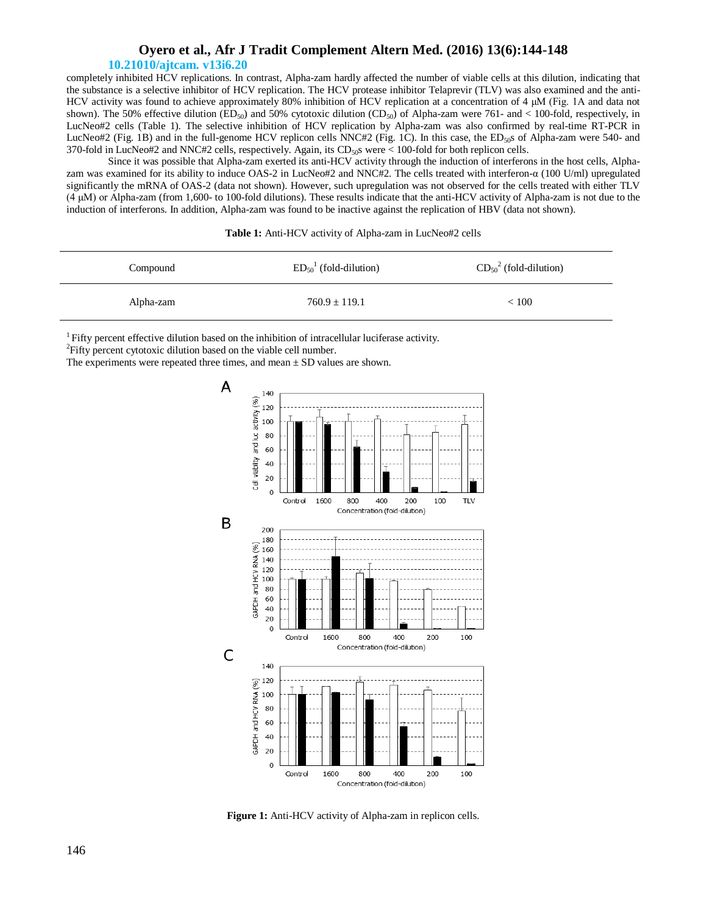completely inhibited HCV replications. In contrast, Alpha-zam hardly affected the number of viable cells at this dilution, indicating that the substance is a selective inhibitor of HCV replication. The HCV protease inhibitor Telaprevir (TLV) was also examined and the anti-HCV activity was found to achieve approximately 80% inhibition of HCV replication at a concentration of 4 μM (Fig. 1A and data not shown). The 50% effective dilution ($ED_{50}$) and 50% cytotoxic dilution ($CD_{50}$) of Alpha-zam were 761- and < 100-fold, respectively, in LucNeo#2 cells (Table 1). The selective inhibition of HCV replication by Alpha-zam was also confirmed by real-time RT-PCR in LucNeo#2 (Fig. 1B) and in the full-genome HCV replicon cells NNC#2 (Fig. 1C). In this case, the $ED_{50}$s of Alpha-zam were 540- and 370-fold in LucNeo#2 and NNC#2 cells, respectively. Again, its $CD_{50}$s were < 100-fold for both replicon cells.

Since it was possible that Alpha-zam exerted its anti-HCV activity through the induction of interferons in the host cells, Alpha-zam was examined for its ability to induce OAS-2 in LucNeo#2 and NNC#2. The cells treated with interferon-α (100 U/ml) upregulated significantly the mRNA of OAS-2 (data not shown). However, such upregulation was not observed for the cells treated with either TLV (4 μM) or Alpha-zam (from 1,600- to 100-fold dilutions). These results indicate that the anti-HCV activity of Alpha-zam is not due to the induction of interferons. In addition, Alpha-zam was found to be inactive against the replication of HBV (data not shown).

**Table 1:** Anti-HCV activity of Alpha-zam in LucNeo#2 cells

| Compound | $ED_{50}$[1] (fold-dilution) | $CD_{50}$[2] (fold-dilution) |
|---|---|---|
| Alpha-zam | 760.9 ± 119.1 | < 100 |

[1] Fifty percent effective dilution based on the inhibition of intracellular luciferase activity.
[2] Fifty percent cytotoxic dilution based on the viable cell number.
The experiments were repeated three times, and mean ± SD values are shown.

**Figure 1:** Anti-HCV activity of Alpha-zam in replicon cells.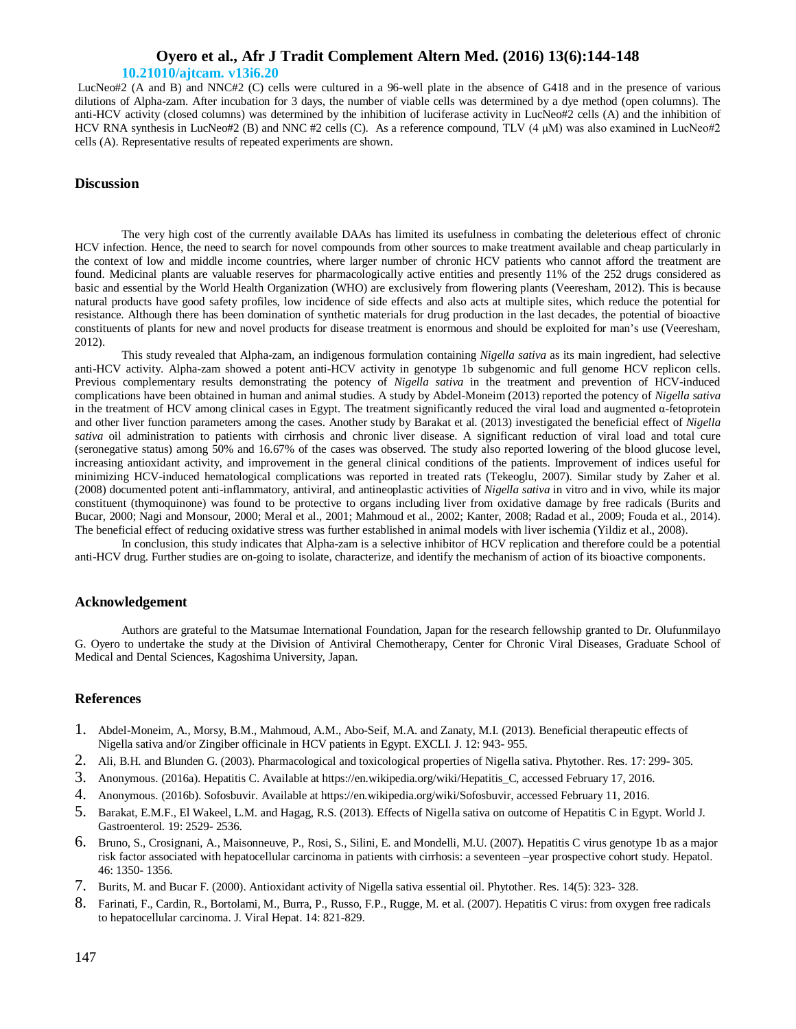LucNeo#2 (A and B) and NNC#2 (C) cells were cultured in a 96-well plate in the absence of G418 and in the presence of various dilutions of Alpha-zam. After incubation for 3 days, the number of viable cells was determined by a dye method (open columns). The anti-HCV activity (closed columns) was determined by the inhibition of luciferase activity in LucNeo#2 cells (A) and the inhibition of HCV RNA synthesis in LucNeo#2 (B) and NNC #2 cells (C). As a reference compound, TLV (4 μM) was also examined in LucNeo#2 cells (A). Representative results of repeated experiments are shown.

## Discussion

The very high cost of the currently available DAAs has limited its usefulness in combating the deleterious effect of chronic HCV infection. Hence, the need to search for novel compounds from other sources to make treatment available and cheap particularly in the context of low and middle income countries, where larger number of chronic HCV patients who cannot afford the treatment are found. Medicinal plants are valuable reserves for pharmacologically active entities and presently 11% of the 252 drugs considered as basic and essential by the World Health Organization (WHO) are exclusively from flowering plants (Veeresham, 2012). This is because natural products have good safety profiles, low incidence of side effects and also acts at multiple sites, which reduce the potential for resistance. Although there has been domination of synthetic materials for drug production in the last decades, the potential of bioactive constituents of plants for new and novel products for disease treatment is enormous and should be exploited for man's use (Veeresham, 2012).

This study revealed that Alpha-zam, an indigenous formulation containing *Nigella sativa* as its main ingredient, had selective anti-HCV activity. Alpha-zam showed a potent anti-HCV activity in genotype 1b subgenomic and full genome HCV replicon cells. Previous complementary results demonstrating the potency of *Nigella sativa* in the treatment and prevention of HCV-induced complications have been obtained in human and animal studies. A study by Abdel-Moneim (2013) reported the potency of *Nigella sativa* in the treatment of HCV among clinical cases in Egypt. The treatment significantly reduced the viral load and augmented α-fetoprotein and other liver function parameters among the cases. Another study by Barakat et al. (2013) investigated the beneficial effect of *Nigella sativa* oil administration to patients with cirrhosis and chronic liver disease. A significant reduction of viral load and total cure (seronegative status) among 50% and 16.67% of the cases was observed. The study also reported lowering of the blood glucose level, increasing antioxidant activity, and improvement in the general clinical conditions of the patients. Improvement of indices useful for minimizing HCV-induced hematological complications was reported in treated rats (Tekeoglu, 2007). Similar study by Zaher et al. (2008) documented potent anti-inflammatory, antiviral, and antineoplastic activities of *Nigella sativa* in vitro and in vivo, while its major constituent (thymoquinone) was found to be protective to organs including liver from oxidative damage by free radicals (Burits and Bucar, 2000; Nagi and Monsour, 2000; Meral et al., 2001; Mahmoud et al., 2002; Kanter, 2008; Radad et al., 2009; Fouda et al., 2014). The beneficial effect of reducing oxidative stress was further established in animal models with liver ischemia (Yildiz et al., 2008).

In conclusion, this study indicates that Alpha-zam is a selective inhibitor of HCV replication and therefore could be a potential anti-HCV drug. Further studies are on-going to isolate, characterize, and identify the mechanism of action of its bioactive components.

## Acknowledgement

Authors are grateful to the Matsumae International Foundation, Japan for the research fellowship granted to Dr. Olufunmilayo G. Oyero to undertake the study at the Division of Antiviral Chemotherapy, Center for Chronic Viral Diseases, Graduate School of Medical and Dental Sciences, Kagoshima University, Japan.

## References

1. Abdel-Moneim, A., Morsy, B.M., Mahmoud, A.M., Abo-Seif, M.A. and Zanaty, M.I. (2013). Beneficial therapeutic effects of Nigella sativa and/or Zingiber officinale in HCV patients in Egypt. EXCLI. J. 12: 943- 955.
2. Ali, B.H. and Blunden G. (2003). Pharmacological and toxicological properties of Nigella sativa. Phytother. Res. 17: 299- 305.
3. Anonymous. (2016a). Hepatitis C. Available at https://en.wikipedia.org/wiki/Hepatitis_C, accessed February 17, 2016.
4. Anonymous. (2016b). Sofosbuvir. Available at https://en.wikipedia.org/wiki/Sofosbuvir, accessed February 11, 2016.
5. Barakat, E.M.F., El Wakeel, L.M. and Hagag, R.S. (2013). Effects of Nigella sativa on outcome of Hepatitis C in Egypt. World J. Gastroenterol. 19: 2529- 2536.
6. Bruno, S., Crosignani, A., Maisonneuve, P., Rosi, S., Silini, E. and Mondelli, M.U. (2007). Hepatitis C virus genotype 1b as a major risk factor associated with hepatocellular carcinoma in patients with cirrhosis: a seventeen –year prospective cohort study. Hepatol. 46: 1350- 1356.
7. Burits, M. and Bucar F. (2000). Antioxidant activity of Nigella sativa essential oil. Phytother. Res. 14(5): 323- 328.
8. Farinati, F., Cardin, R., Bortolami, M., Burra, P., Russo, F.P., Rugge, M. et al. (2007). Hepatitis C virus: from oxygen free radicals to hepatocellular carcinoma. J. Viral Hepat. 14: 821-829.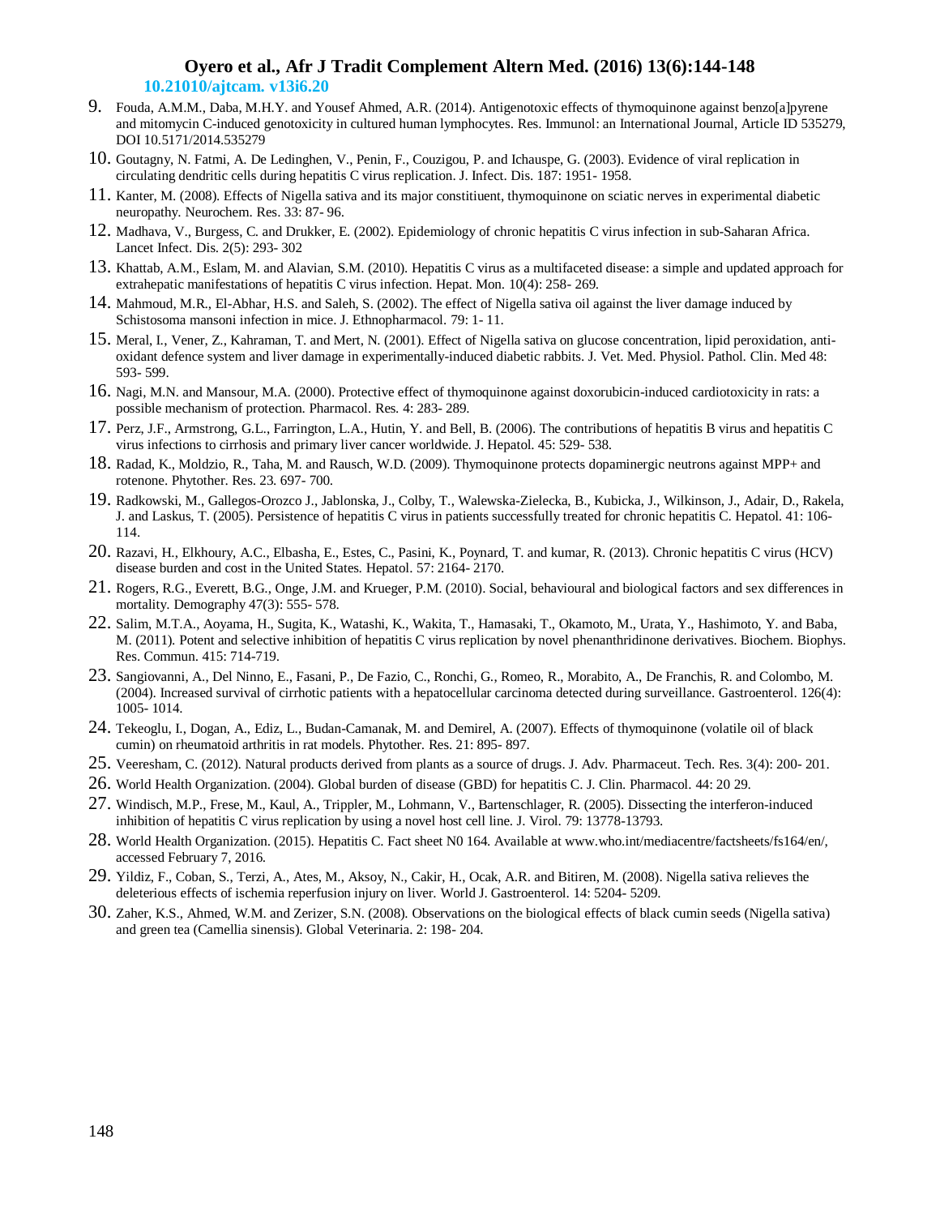9. Fouda, A.M.M., Daba, M.H.Y. and Yousef Ahmed, A.R. (2014). Antigenotoxic effects of thymoquinone against benzo[a]pyrene and mitomycin C-induced genotoxicity in cultured human lymphocytes. Res. Immunol: an International Journal, Article ID 535279, DOI 10.5171/2014.535279
10. Goutagny, N. Fatmi, A. De Ledinghen, V., Penin, F., Couzigou, P. and Ichauspe, G. (2003). Evidence of viral replication in circulating dendritic cells during hepatitis C virus replication. J. Infect. Dis. 187: 1951- 1958.
11. Kanter, M. (2008). Effects of Nigella sativa and its major constitiuent, thymoquinone on sciatic nerves in experimental diabetic neuropathy. Neurochem. Res. 33: 87- 96.
12. Madhava, V., Burgess, C. and Drukker, E. (2002). Epidemiology of chronic hepatitis C virus infection in sub-Saharan Africa. Lancet Infect. Dis. 2(5): 293- 302
13. Khattab, A.M., Eslam, M. and Alavian, S.M. (2010). Hepatitis C virus as a multifaceted disease: a simple and updated approach for extrahepatic manifestations of hepatitis C virus infection. Hepat. Mon. 10(4): 258- 269.
14. Mahmoud, M.R., El-Abhar, H.S. and Saleh, S. (2002). The effect of Nigella sativa oil against the liver damage induced by Schistosoma mansoni infection in mice. J. Ethnopharmacol. 79: 1- 11.
15. Meral, I., Vener, Z., Kahraman, T. and Mert, N. (2001). Effect of Nigella sativa on glucose concentration, lipid peroxidation, anti-oxidant defence system and liver damage in experimentally-induced diabetic rabbits. J. Vet. Med. Physiol. Pathol. Clin. Med 48: 593- 599.
16. Nagi, M.N. and Mansour, M.A. (2000). Protective effect of thymoquinone against doxorubicin-induced cardiotoxicity in rats: a possible mechanism of protection. Pharmacol. Res. 4: 283- 289.
17. Perz, J.F., Armstrong, G.L., Farrington, L.A., Hutin, Y. and Bell, B. (2006). The contributions of hepatitis B virus and hepatitis C virus infections to cirrhosis and primary liver cancer worldwide. J. Hepatol. 45: 529- 538.
18. Radad, K., Moldzio, R., Taha, M. and Rausch, W.D. (2009). Thymoquinone protects dopaminergic neutrons against MPP+ and rotenone. Phytother. Res. 23. 697- 700.
19. Radkowski, M., Gallegos-Orozco J., Jablonska, J., Colby, T., Walewska-Zielecka, B., Kubicka, J., Wilkinson, J., Adair, D., Rakela, J. and Laskus, T. (2005). Persistence of hepatitis C virus in patients successfully treated for chronic hepatitis C. Hepatol. 41: 106- 114.
20. Razavi, H., Elkhoury, A.C., Elbasha, E., Estes, C., Pasini, K., Poynard, T. and kumar, R. (2013). Chronic hepatitis C virus (HCV) disease burden and cost in the United States. Hepatol. 57: 2164- 2170.
21. Rogers, R.G., Everett, B.G., Onge, J.M. and Krueger, P.M. (2010). Social, behavioural and biological factors and sex differences in mortality. Demography 47(3): 555- 578.
22. Salim, M.T.A., Aoyama, H., Sugita, K., Watashi, K., Wakita, T., Hamasaki, T., Okamoto, M., Urata, Y., Hashimoto, Y. and Baba, M. (2011). Potent and selective inhibition of hepatitis C virus replication by novel phenanthridinone derivatives. Biochem. Biophys. Res. Commun. 415: 714-719.
23. Sangiovanni, A., Del Ninno, E., Fasani, P., De Fazio, C., Ronchi, G., Romeo, R., Morabito, A., De Franchis, R. and Colombo, M. (2004). Increased survival of cirrhotic patients with a hepatocellular carcinoma detected during surveillance. Gastroenterol. 126(4): 1005- 1014.
24. Tekeoglu, I., Dogan, A., Ediz, L., Budan-Camanak, M. and Demirel, A. (2007). Effects of thymoquinone (volatile oil of black cumin) on rheumatoid arthritis in rat models. Phytother. Res. 21: 895- 897.
25. Veeresham, C. (2012). Natural products derived from plants as a source of drugs. J. Adv. Pharmaceut. Tech. Res. 3(4): 200- 201.
26. World Health Organization. (2004). Global burden of disease (GBD) for hepatitis C. J. Clin. Pharmacol. 44: 20 29.
27. Windisch, M.P., Frese, M., Kaul, A., Trippler, M., Lohmann, V., Bartenschlager, R. (2005). Dissecting the interferon-induced inhibition of hepatitis C virus replication by using a novel host cell line. J. Virol. 79: 13778-13793.
28. World Health Organization. (2015). Hepatitis C. Fact sheet N0 164. Available at www.who.int/mediacentre/factsheets/fs164/en/, accessed February 7, 2016.
29. Yildiz, F., Coban, S., Terzi, A., Ates, M., Aksoy, N., Cakir, H., Ocak, A.R. and Bitiren, M. (2008). Nigella sativa relieves the deleterious effects of ischemia reperfusion injury on liver. World J. Gastroenterol. 14: 5204- 5209.
30. Zaher, K.S., Ahmed, W.M. and Zerizer, S.N. (2008). Observations on the biological effects of black cumin seeds (Nigella sativa) and green tea (Camellia sinensis). Global Veterinaria. 2: 198- 204.